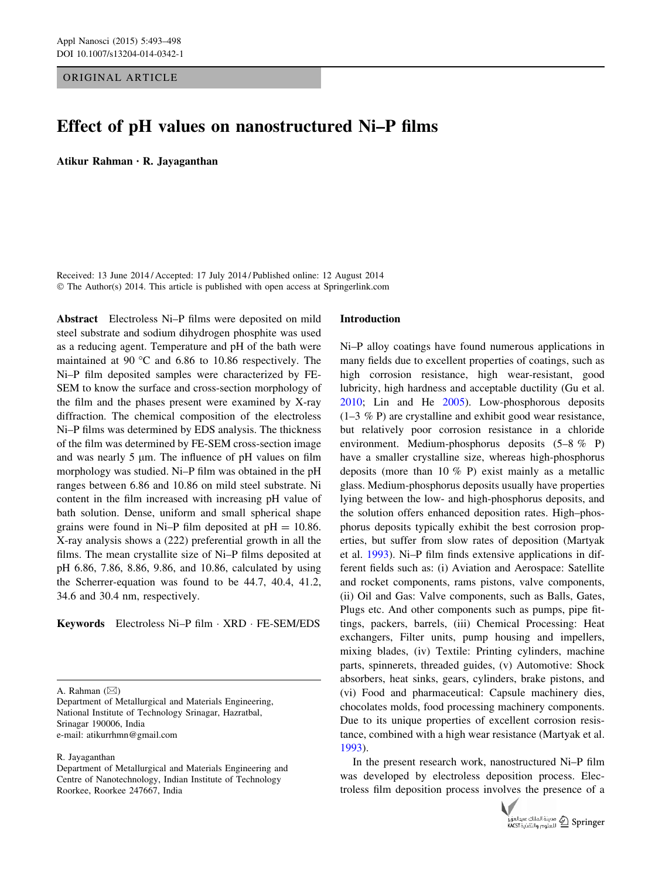ORIGINAL ARTICLE

# Effect of pH values on nanostructured Ni–P films

**Atikur Rahman · R. Jayaganthan**

Received: 13 June 2014 / Accepted: 17 July 2014 / Published online: 12 August 2014
© The Author(s) 2014. This article is published with open access at Springerlink.com

**Abstract** Electroless Ni–P films were deposited on mild steel substrate and sodium dihydrogen phosphite was used as a reducing agent. Temperature and pH of the bath were maintained at 90 °C and 6.86 to 10.86 respectively. The Ni–P film deposited samples were characterized by FE-SEM to know the surface and cross-section morphology of the film and the phases present were examined by X-ray diffraction. The chemical composition of the electroless Ni–P films was determined by EDS analysis. The thickness of the film was determined by FE-SEM cross-section image and was nearly 5 µm. The influence of pH values on film morphology was studied. Ni–P film was obtained in the pH ranges between 6.86 and 10.86 on mild steel substrate. Ni content in the film increased with increasing pH value of bath solution. Dense, uniform and small spherical shape grains were found in Ni–P film deposited at pH = 10.86. X-ray analysis shows a (222) preferential growth in all the films. The mean crystallite size of Ni–P films deposited at pH 6.86, 7.86, 8.86, 9.86, and 10.86, calculated by using the Scherrer-equation was found to be 44.7, 40.4, 41.2, 34.6 and 30.4 nm, respectively.

**Keywords** Electroless Ni–P film · XRD · FE-SEM/EDS

A. Rahman (✉)
Department of Metallurgical and Materials Engineering, National Institute of Technology Srinagar, Hazratbal, Srinagar 190006, India
e-mail: atikurrhmn@gmail.com

R. Jayaganthan
Department of Metallurgical and Materials Engineering and Centre of Nanotechnology, Indian Institute of Technology Roorkee, Roorkee 247667, India

## Introduction

Ni–P alloy coatings have found numerous applications in many fields due to excellent properties of coatings, such as high corrosion resistance, high wear-resistant, good lubricity, high hardness and acceptable ductility (Gu et al. 2010; Lin and He 2005). Low-phosphorous deposits (1–3 % P) are crystalline and exhibit good wear resistance, but relatively poor corrosion resistance in a chloride environment. Medium-phosphorus deposits (5–8 % P) have a smaller crystalline size, whereas high-phosphorus deposits (more than 10 % P) exist mainly as a metallic glass. Medium-phosphorus deposits usually have properties lying between the low- and high-phosphorus deposits, and the solution offers enhanced deposition rates. High–phosphorus deposits typically exhibit the best corrosion properties, but suffer from slow rates of deposition (Martyak et al. 1993). Ni–P film finds extensive applications in different fields such as: (i) Aviation and Aerospace: Satellite and rocket components, rams pistons, valve components, (ii) Oil and Gas: Valve components, such as Balls, Gates, Plugs etc. And other components such as pumps, pipe fittings, packers, barrels, (iii) Chemical Processing: Heat exchangers, Filter units, pump housing and impellers, mixing blades, (iv) Textile: Printing cylinders, machine parts, spinnerets, threaded guides, (v) Automotive: Shock absorbers, heat sinks, gears, cylinders, brake pistons, and (vi) Food and pharmaceutical: Capsule machinery dies, chocolates molds, food processing machinery components. Due to its unique properties of excellent corrosion resistance, combined with a high wear resistance (Martyak et al. 1993).

In the present research work, nanostructured Ni–P film was developed by electroless deposition process. Electroless film deposition process involves the presence of a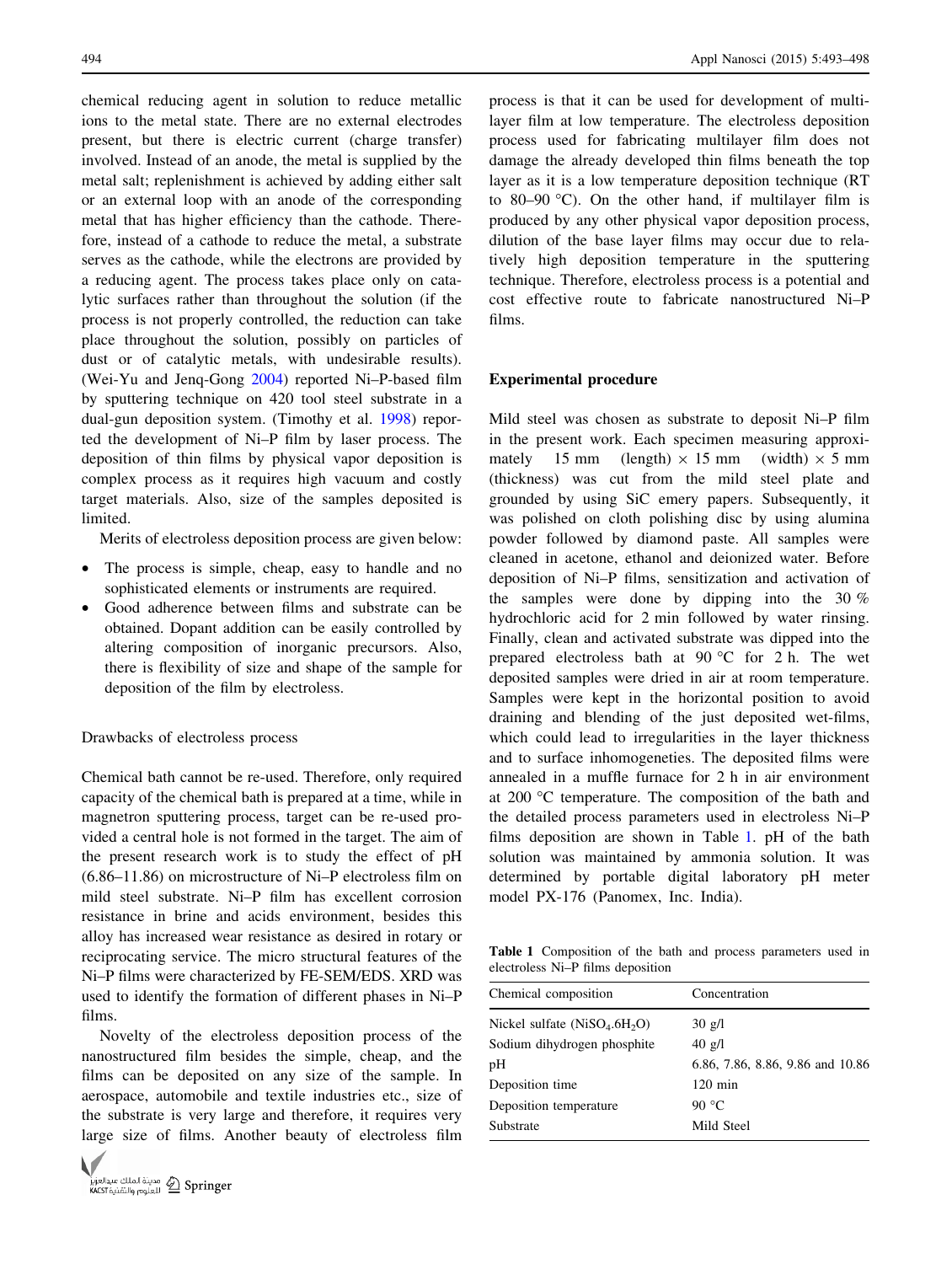chemical reducing agent in solution to reduce metallic ions to the metal state. There are no external electrodes present, but there is electric current (charge transfer) involved. Instead of an anode, the metal is supplied by the metal salt; replenishment is achieved by adding either salt or an external loop with an anode of the corresponding metal that has higher efficiency than the cathode. Therefore, instead of a cathode to reduce the metal, a substrate serves as the cathode, while the electrons are provided by a reducing agent. The process takes place only on catalytic surfaces rather than throughout the solution (if the process is not properly controlled, the reduction can take place throughout the solution, possibly on particles of dust or of catalytic metals, with undesirable results). (Wei-Yu and Jenq-Gong 2004) reported Ni–P-based film by sputtering technique on 420 tool steel substrate in a dual-gun deposition system. (Timothy et al. 1998) reported the development of Ni–P film by laser process. The deposition of thin films by physical vapor deposition is complex process as it requires high vacuum and costly target materials. Also, size of the samples deposited is limited.

Merits of electroless deposition process are given below:

- The process is simple, cheap, easy to handle and no sophisticated elements or instruments are required.
- Good adherence between films and substrate can be obtained. Dopant addition can be easily controlled by altering composition of inorganic precursors. Also, there is flexibility of size and shape of the sample for deposition of the film by electroless.

### Drawbacks of electroless process

Chemical bath cannot be re-used. Therefore, only required capacity of the chemical bath is prepared at a time, while in magnetron sputtering process, target can be re-used provided a central hole is not formed in the target. The aim of the present research work is to study the effect of pH (6.86–11.86) on microstructure of Ni–P electroless film on mild steel substrate. Ni–P film has excellent corrosion resistance in brine and acids environment, besides this alloy has increased wear resistance as desired in rotary or reciprocating service. The micro structural features of the Ni–P films were characterized by FE-SEM/EDS. XRD was used to identify the formation of different phases in Ni–P films.

Novelty of the electroless deposition process of the nanostructured film besides the simple, cheap, and the films can be deposited on any size of the sample. In aerospace, automobile and textile industries etc., size of the substrate is very large and therefore, it requires very large size of films. Another beauty of electroless film process is that it can be used for development of multilayer film at low temperature. The electroless deposition process used for fabricating multilayer film does not damage the already developed thin films beneath the top layer as it is a low temperature deposition technique (RT to 80–90 °C). On the other hand, if multilayer film is produced by any other physical vapor deposition process, dilution of the base layer films may occur due to relatively high deposition temperature in the sputtering technique. Therefore, electroless process is a potential and cost effective route to fabricate nanostructured Ni–P films.

## Experimental procedure

Mild steel was chosen as substrate to deposit Ni–P film in the present work. Each specimen measuring approximately 15 mm (length) × 15 mm (width) × 5 mm (thickness) was cut from the mild steel plate and grounded by using SiC emery papers. Subsequently, it was polished on cloth polishing disc by using alumina powder followed by diamond paste. All samples were cleaned in acetone, ethanol and deionized water. Before deposition of Ni–P films, sensitization and activation of the samples were done by dipping into the 30 % hydrochloric acid for 2 min followed by water rinsing. Finally, clean and activated substrate was dipped into the prepared electroless bath at 90 °C for 2 h. The wet deposited samples were dried in air at room temperature. Samples were kept in the horizontal position to avoid draining and blending of the just deposited wet-films, which could lead to irregularities in the layer thickness and to surface inhomogeneties. The deposited films were annealed in a muffle furnace for 2 h in air environment at 200 °C temperature. The composition of the bath and the detailed process parameters used in electroless Ni–P films deposition are shown in Table 1. pH of the bath solution was maintained by ammonia solution. It was determined by portable digital laboratory pH meter model PX-176 (Panomex, Inc. India).

**Table 1** Composition of the bath and process parameters used in electroless Ni–P films deposition

| Chemical composition | Concentration |
|---|---|
| Nickel sulfate ($NiSO_4.6H_2O$) | 30 g/l |
| Sodium dihydrogen phosphite | 40 g/l |
| pH | 6.86, 7.86, 8.86, 9.86 and 10.86 |
| Deposition time | 120 min |
| Deposition temperature | 90 °C |
| Substrate | Mild Steel |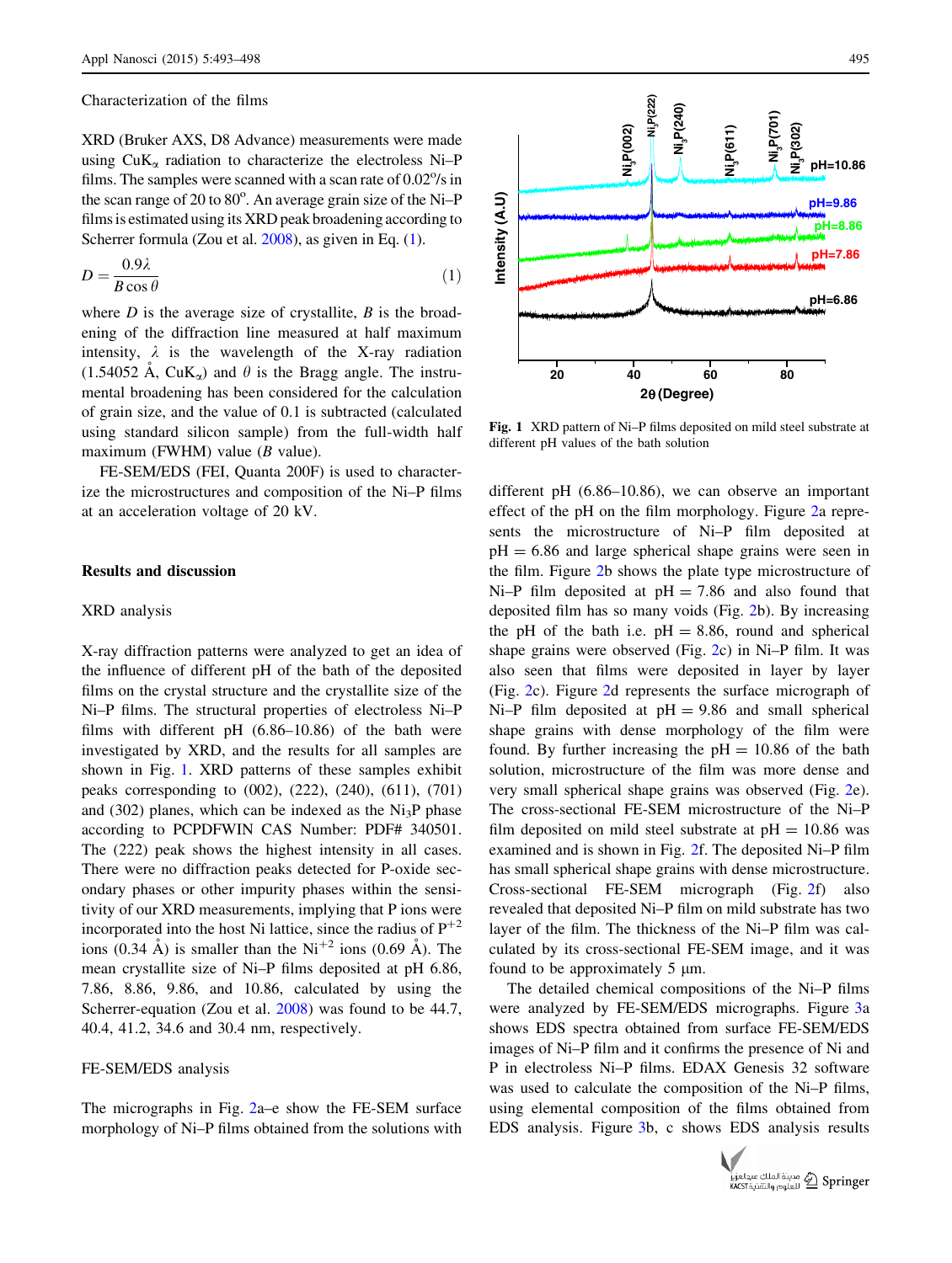## Characterization of the films

XRD (Bruker AXS, D8 Advance) measurements were made using CuK$_\alpha$ radiation to characterize the electroless Ni–P films. The samples were scanned with a scan rate of 0.02°/s in the scan range of 20 to 80°. An average grain size of the Ni–P films is estimated using its XRD peak broadening according to Scherrer formula (Zou et al. 2008), as given in Eq. (1).

$$D = \frac{0.9\lambda}{B\cos\theta} \tag{1}$$

where $D$ is the average size of crystallite, $B$ is the broadening of the diffraction line measured at half maximum intensity, $\lambda$ is the wavelength of the X-ray radiation (1.54052 Å, CuK$_\alpha$) and $\theta$ is the Bragg angle. The instrumental broadening has been considered for the calculation of grain size, and the value of 0.1 is subtracted (calculated using standard silicon sample) from the full-width half maximum (FWHM) value ($B$ value).

FE-SEM/EDS (FEI, Quanta 200F) is used to characterize the microstructures and composition of the Ni–P films at an acceleration voltage of 20 kV.

## Results and discussion

### XRD analysis

X-ray diffraction patterns were analyzed to get an idea of the influence of different pH of the bath of the deposited films on the crystal structure and the crystallite size of the Ni–P films. The structural properties of electroless Ni–P films with different pH (6.86–10.86) of the bath were investigated by XRD, and the results for all samples are shown in Fig. 1. XRD patterns of these samples exhibit peaks corresponding to (002), (222), (240), (611), (701) and (302) planes, which can be indexed as the $Ni_3P$ phase according to PCPDFWIN CAS Number: PDF# 340501. The (222) peak shows the highest intensity in all cases. There were no diffraction peaks detected for P-oxide secondary phases or other impurity phases within the sensitivity of our XRD measurements, implying that P ions were incorporated into the host Ni lattice, since the radius of $P^{+2}$ ions (0.34 Å) is smaller than the $Ni^{+2}$ ions (0.69 Å). The mean crystallite size of Ni–P films deposited at pH 6.86, 7.86, 8.86, 9.86, and 10.86, calculated by using the Scherrer-equation (Zou et al. 2008) was found to be 44.7, 40.4, 41.2, 34.6 and 30.4 nm, respectively.

Fig. 1 XRD pattern of Ni–P films deposited on mild steel substrate at different pH values of the bath solution

### FE-SEM/EDS analysis

The micrographs in Fig. 2a–e show the FE-SEM surface morphology of Ni–P films obtained from the solutions with different pH (6.86–10.86), we can observe an important effect of the pH on the film morphology. Figure 2a represents the microstructure of Ni–P film deposited at pH = 6.86 and large spherical shape grains were seen in the film. Figure 2b shows the plate type microstructure of Ni–P film deposited at pH = 7.86 and also found that deposited film has so many voids (Fig. 2b). By increasing the pH of the bath i.e. pH = 8.86, round and spherical shape grains were observed (Fig. 2c) in Ni–P film. It was also seen that films were deposited in layer by layer (Fig. 2c). Figure 2d represents the surface micrograph of Ni–P film deposited at pH = 9.86 and small spherical shape grains with dense morphology of the film were found. By further increasing the pH = 10.86 of the bath solution, microstructure of the film was more dense and very small spherical shape grains was observed (Fig. 2e). The cross-sectional FE-SEM microstructure of the Ni–P film deposited on mild steel substrate at pH = 10.86 was examined and is shown in Fig. 2f. The deposited Ni–P film has small spherical shape grains with dense microstructure. Cross-sectional FE-SEM micrograph (Fig. 2f) also revealed that deposited Ni–P film on mild substrate has two layer of the film. The thickness of the Ni–P film was calculated by its cross-sectional FE-SEM image, and it was found to be approximately 5 μm.

The detailed chemical compositions of the Ni–P films were analyzed by FE-SEM/EDS micrographs. Figure 3a shows EDS spectra obtained from surface FE-SEM/EDS images of Ni–P film and it confirms the presence of Ni and P in electroless Ni–P films. EDAX Genesis 32 software was used to calculate the composition of the Ni–P films, using elemental composition of the films obtained from EDS analysis. Figure 3b, c shows EDS analysis results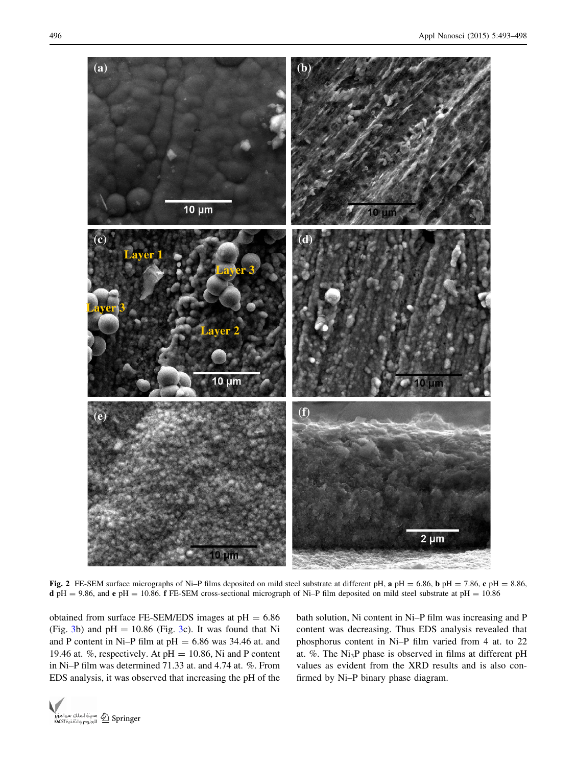**Fig. 2** FE-SEM surface micrographs of Ni–P films deposited on mild steel substrate at different pH, **a** pH = 6.86, **b** pH = 7.86, **c** pH = 8.86, **d** pH = 9.86, and **e** pH = 10.86. **f** FE-SEM cross-sectional micrograph of Ni–P film deposited on mild steel substrate at pH = 10.86

obtained from surface FE-SEM/EDS images at pH = 6.86 (Fig. 3b) and pH = 10.86 (Fig. 3c). It was found that Ni and P content in Ni–P film at pH = 6.86 was 34.46 at. and 19.46 at. %, respectively. At pH = 10.86, Ni and P content in Ni–P film was determined 71.33 at. and 4.74 at. %. From EDS analysis, it was observed that increasing the pH of the bath solution, Ni content in Ni–P film was increasing and P content was decreasing. Thus EDS analysis revealed that phosphorus content in Ni–P film varied from 4 at. to 22 at. %. The $Ni_3P$ phase is observed in films at different pH values as evident from the XRD results and is also confirmed by Ni–P binary phase diagram.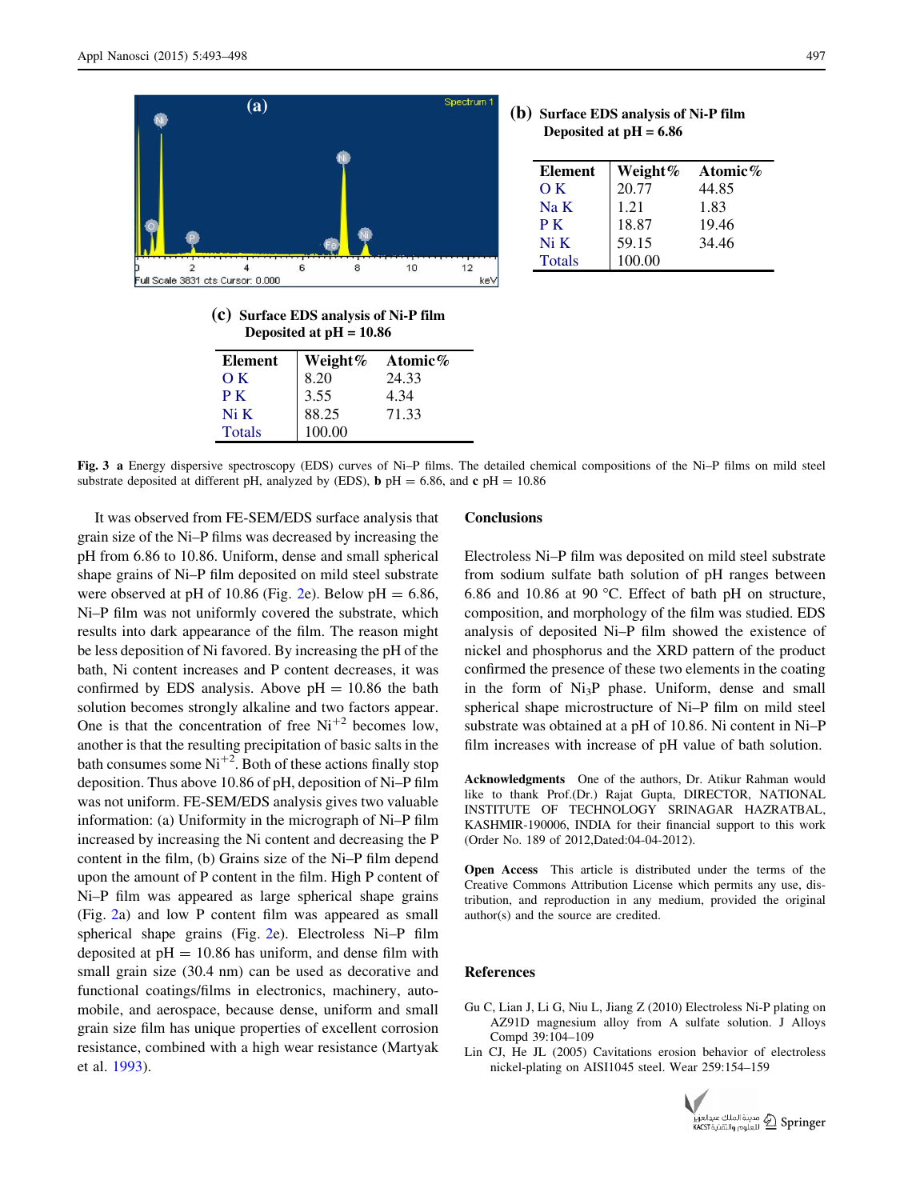**(b)** **Surface EDS analysis of Ni-P film Deposited at pH = 6.86**

| Element | Weight% | Atomic% |
|---|---|---|
| O K | 20.77 | 44.85 |
| Na K | 1.21 | 1.83 |
| P K | 18.87 | 19.46 |
| Ni K | 59.15 | 34.46 |
| Totals | 100.00 | |

**(c)** **Surface EDS analysis of Ni-P film Deposited at pH = 10.86**

| Element | Weight% | Atomic% |
|---|---|---|
| O K | 8.20 | 24.33 |
| P K | 3.55 | 4.34 |
| Ni K | 88.25 | 71.33 |
| Totals | 100.00 | |

**Fig. 3** **a** Energy dispersive spectroscopy (EDS) curves of Ni–P films. The detailed chemical compositions of the Ni–P films on mild steel substrate deposited at different pH, analyzed by (EDS), **b** pH = 6.86, and **c** pH = 10.86

It was observed from FE-SEM/EDS surface analysis that grain size of the Ni–P films was decreased by increasing the pH from 6.86 to 10.86. Uniform, dense and small spherical shape grains of Ni–P film deposited on mild steel substrate were observed at pH of 10.86 (Fig. 2e). Below pH = 6.86, Ni–P film was not uniformly covered the substrate, which results into dark appearance of the film. The reason might be less deposition of Ni favored. By increasing the pH of the bath, Ni content increases and P content decreases, it was confirmed by EDS analysis. Above pH = 10.86 the bath solution becomes strongly alkaline and two factors appear. One is that the concentration of free $Ni^{+2}$ becomes low, another is that the resulting precipitation of basic salts in the bath consumes some $Ni^{+2}$. Both of these actions finally stop deposition. Thus above 10.86 of pH, deposition of Ni–P film was not uniform. FE-SEM/EDS analysis gives two valuable information: (a) Uniformity in the micrograph of Ni–P film increased by increasing the Ni content and decreasing the P content in the film, (b) Grains size of the Ni–P film depend upon the amount of P content in the film. High P content of Ni–P film was appeared as large spherical shape grains (Fig. 2a) and low P content film was appeared as small spherical shape grains (Fig. 2e). Electroless Ni–P film deposited at pH = 10.86 has uniform, and dense film with small grain size (30.4 nm) can be used as decorative and functional coatings/films in electronics, machinery, automobile, and aerospace, because dense, uniform and small grain size film has unique properties of excellent corrosion resistance, combined with a high wear resistance (Martyak et al. 1993).

## Conclusions

Electroless Ni–P film was deposited on mild steel substrate from sodium sulfate bath solution of pH ranges between 6.86 and 10.86 at 90 °C. Effect of bath pH on structure, composition, and morphology of the film was studied. EDS analysis of deposited Ni–P film showed the existence of nickel and phosphorus and the XRD pattern of the product confirmed the presence of these two elements in the coating in the form of $Ni_3P$ phase. Uniform, dense and small spherical shape microstructure of Ni–P film on mild steel substrate was obtained at a pH of 10.86. Ni content in Ni–P film increases with increase of pH value of bath solution.

**Acknowledgments** One of the authors, Dr. Atikur Rahman would like to thank Prof.(Dr.) Rajat Gupta, DIRECTOR, NATIONAL INSTITUTE OF TECHNOLOGY SRINAGAR HAZRATBAL, KASHMIR-190006, INDIA for their financial support to this work (Order No. 189 of 2012,Dated:04-04-2012).

**Open Access** This article is distributed under the terms of the Creative Commons Attribution License which permits any use, distribution, and reproduction in any medium, provided the original author(s) and the source are credited.

## References

Gu C, Lian J, Li G, Niu L, Jiang Z (2010) Electroless Ni-P plating on AZ91D magnesium alloy from A sulfate solution. J Alloys Compd 39:104–109

Lin CJ, He JL (2005) Cavitations erosion behavior of electroless nickel-plating on AISI1045 steel. Wear 259:154–159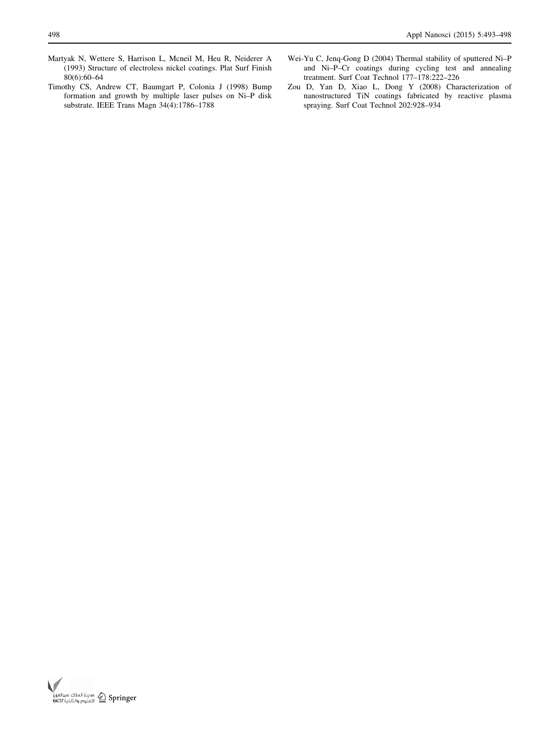Martyak N, Wettere S, Harrison L, Mcneil M, Heu R, Neiderer A (1993) Structure of electroless nickel coatings. Plat Surf Finish 80(6):60–64

Timothy CS, Andrew CT, Baumgart P, Colonia J (1998) Bump formation and growth by multiple laser pulses on Ni–P disk substrate. IEEE Trans Magn 34(4):1786–1788

Wei-Yu C, Jenq-Gong D (2004) Thermal stability of sputtered Ni–P and Ni–P–Cr coatings during cycling test and annealing treatment. Surf Coat Technol 177–178:222–226

Zou D, Yan D, Xiao L, Dong Y (2008) Characterization of nanostructured TiN coatings fabricated by reactive plasma spraying. Surf Coat Technol 202:928–934